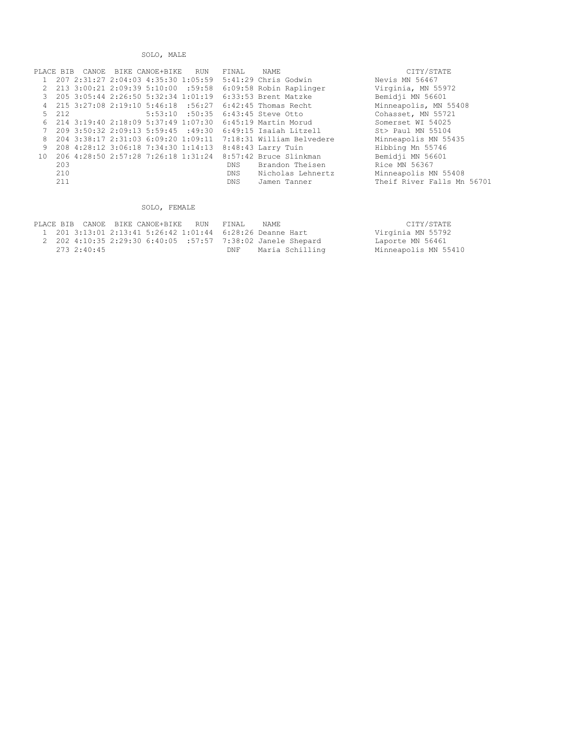## SOLO, MALE

| PLACE | BIB | CANOE | BIKE | CANOE+BIKE | RUN | FINAL | NAME | CITY/STATE |
|---|---|---|---|---|---|---|---|---|
| 1 | 207 | 2:31:27 | 2:04:03 | 4:35:30 | 1:05:59 | 5:41:29 | Chris Godwin | Nevis MN 56467 |
| 2 | 213 | 3:00:21 | 2:09:39 | 5:10:00 | :59:58 | 6:09:58 | Robin Raplinger | Virginia, MN 55972 |
| 3 | 205 | 3:05:44 | 2:26:50 | 5:32:34 | 1:01:19 | 6:33:53 | Brent Matzke | Bemidji MN 56601 |
| 4 | 215 | 3:27:08 | 2:19:10 | 5:46:18 | :56:27 | 6:42:45 | Thomas Recht | Minneapolis, MN 55408 |
| 5 | 212 | | | 5:53:10 | :50:35 | 6:43:45 | Steve Otto | Cohasset, MN 55721 |
| 6 | 214 | 3:19:40 | 2:18:09 | 5:37:49 | 1:07:30 | 6:45:19 | Martin Morud | Somerset WI 54025 |
| 7 | 209 | 3:50:32 | 2:09:13 | 5:59:45 | :49:30 | 6:49:15 | Isaiah Litzell | St> Paul MN 55104 |
| 8 | 204 | 3:38:17 | 2:31:03 | 6:09:20 | 1:09:11 | 7:18:31 | William Belvedere | Minneapolis MN 55435 |
| 9 | 208 | 4:28:12 | 3:06:18 | 7:34:30 | 1:14:13 | 8:48:43 | Larry Tuin | Hibbing Mn 55746 |
| 10 | 206 | 4:28:50 | 2:57:28 | 7:26:18 | 1:31:24 | 8:57:42 | Bruce Slinkman | Bemidji MN 56601 |
| | 203 | | | | | DNS | Brandon Theisen | Rice MN 56367 |
| | 210 | | | | | DNS | Nicholas Lehnertz | Minneapolis MN 55408 |
| | 211 | | | | | DNS | Jamen Tanner | Theif River Falls Mn 56701 |

## SOLO, FEMALE

| PLACE | BIB | CANOE | BIKE | CANOE+BIKE | RUN | FINAL | NAME | CITY/STATE |
|---|---|---|---|---|---|---|---|---|
| 1 | 201 | 3:13:01 | 2:13:41 | 5:26:42 | 1:01:44 | 6:28:26 | Deanne Hart | Virginia MN 55792 |
| 2 | 202 | 4:10:35 | 2:29:30 | 6:40:05 | :57:57 | 7:38:02 | Janele Shepard | Laporte MN 56461 |
| | 273 | 2:40:45 | | | | DNF | Maria Schilling | Minneapolis MN 55410 |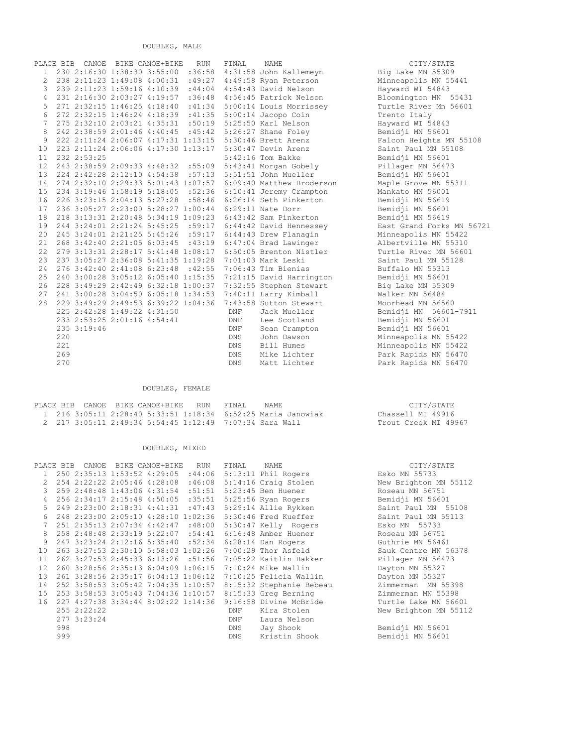## DOUBLES, MALE

| PLACE | BIB | CANOE | BIKE | CANOE+BIKE | RUN | FINAL | NAME | CITY/STATE |
|---|---|---|---|---|---|---|---|---|
| 1 | 230 | 2:16:30 | 1:38:30 | 3:55:00 | :36:58 | 4:31:58 | John Kallemeyn | Big Lake MN 55309 |
| 2 | 238 | 2:11:23 | 1:49:08 | 4:00:31 | :49:27 | 4:49:58 | Ryan Peterson | Minneapolis MN 55441 |
| 3 | 239 | 2:11:23 | 1:59:16 | 4:10:39 | :44:04 | 4:54:43 | David Nelson | Hayward WI 54843 |
| 4 | 231 | 2:16:30 | 2:03:27 | 4:19:57 | :36:48 | 4:56:45 | Patrick Nelson | Bloomington MN 55431 |
| 5 | 271 | 2:32:15 | 1:46:25 | 4:18:40 | :41:34 | 5:00:14 | Louis Morrissey | Turtle River Mn 56601 |
| 6 | 272 | 2:32:15 | 1:46:24 | 4:18:39 | :41:35 | 5:00:14 | Jacopo Coin | Trento Italy |
| 7 | 275 | 2:32:10 | 2:03:21 | 4:35:31 | :50:19 | 5:25:50 | Karl Nelson | Hayward WI 54843 |
| 8 | 242 | 2:38:59 | 2:01:46 | 4:40:45 | :45:42 | 5:26:27 | Shane Foley | Bemidji MN 56601 |
| 9 | 222 | 2:11:24 | 2:06:07 | 4:17:31 | 1:13:15 | 5:30:46 | Brett Arenz | Falcon Heights MN 55108 |
| 10 | 223 | 2:11:24 | 2:06:06 | 4:17:30 | 1:13:17 | 5:30:47 | Devin Arenz | Saint Paul MN 55108 |
| 11 | 232 | 2:53:25 | | | | 5:42:16 | Tom Bakke | Bemidji MN 56601 |
| 12 | 243 | 2:38:59 | 2:09:33 | 4:48:32 | :55:09 | 5:43:41 | Morgan Gobely | Pillager MN 56473 |
| 13 | 224 | 2:42:28 | 2:12:10 | 4:54:38 | :57:13 | 5:51:51 | John Mueller | Bemidji MN 56601 |
| 14 | 274 | 2:32:10 | 2:29:33 | 5:01:43 | 1:07:57 | 6:09:40 | Matthew Broderson | Maple Grove MN 55311 |
| 15 | 234 | 3:19:46 | 1:58:19 | 5:18:05 | :52:36 | 6:10:41 | Jeremy Crampton | Mankato MN 56001 |
| 16 | 226 | 3:23:15 | 2:04:13 | 5:27:28 | :58:46 | 6:26:14 | Seth Pinkerton | Bemidji MN 56619 |
| 17 | 236 | 3:05:27 | 2:23:00 | 5:28:27 | 1:00:44 | 6:29:11 | Nate Dorr | Bemidji MN 56601 |
| 18 | 218 | 3:13:31 | 2:20:48 | 5:34:19 | 1:09:23 | 6:43:42 | Sam Pinkerton | Bemidji MN 56619 |
| 19 | 244 | 3:24:01 | 2:21:24 | 5:45:25 | :59:17 | 6:44:42 | David Hennessey | East Grand Forks MN 56721 |
| 20 | 245 | 3:24:01 | 2:21:25 | 5:45:26 | :59:17 | 6:44:43 | Drew Flanagin | Minneapolis MN 55422 |
| 21 | 268 | 3:42:40 | 2:21:05 | 6:03:45 | :43:19 | 6:47:04 | Brad Lawinger | Albertville MN 55310 |
| 22 | 279 | 3:13:31 | 2:28:17 | 5:41:48 | 1:08:17 | 6:50:05 | Brenton Nistler | Turtle River MN 56601 |
| 23 | 237 | 3:05:27 | 2:36:08 | 5:41:35 | 1:19:28 | 7:01:03 | Mark Leski | Saint Paul MN 55128 |
| 24 | 276 | 3:42:40 | 2:41:08 | 6:23:48 | :42:55 | 7:06:43 | Tim Bienias | Buffalo MN 55313 |
| 25 | 240 | 3:00:28 | 3:05:12 | 6:05:40 | 1:15:35 | 7:21:15 | David Harrington | Bemidji MN 56601 |
| 26 | 228 | 3:49:29 | 2:42:49 | 6:32:18 | 1:00:37 | 7:32:55 | Stephen Stewart | Big Lake MN 55309 |
| 27 | 241 | 3:00:28 | 3:04:50 | 6:05:18 | 1:34:53 | 7:40:11 | Larry Kimball | Walker MN 56484 |
| 28 | 229 | 3:49:29 | 2:49:53 | 6:39:22 | 1:04:36 | 7:43:58 | Sutton Stewart | Moorhead MN 56560 |
| | 225 | 2:42:28 | 1:49:22 | 4:31:50 | | DNF | Jack Mueller | Bemidji MN 56601-7911 |
| | 233 | 2:53:25 | 2:01:16 | 4:54:41 | | DNF | Lee Scotland | Bemidji MN 56601 |
| | 235 | 3:19:46 | | | | DNF | Sean Crampton | Bemidji MN 56601 |
| | 220 | | | | | DNS | John Dawson | Minneapolis MN 55422 |
| | 221 | | | | | DNS | Bill Humes | Minneapolis MN 55422 |
| | 269 | | | | | DNS | Mike Lichter | Park Rapids MN 56470 |
| | 270 | | | | | DNS | Matt Lichter | Park Rapids MN 56470 |

## DOUBLES, FEMALE

| PLACE | BIB | CANOE | BIKE | CANOE+BIKE | RUN | FINAL | NAME | CITY/STATE |
|---|---|---|---|---|---|---|---|---|
| 1 | 216 | 3:05:11 | 2:28:40 | 5:33:51 | 1:18:34 | 6:52:25 | Maria Janowiak | Chassell MI 49916 |
| 2 | 217 | 3:05:11 | 2:49:34 | 5:54:45 | 1:12:49 | 7:07:34 | Sara Wall | Trout Creek MI 49967 |

## DOUBLES, MIXED

| PLACE | BIB | CANOE | BIKE | CANOE+BIKE | RUN | FINAL | NAME | CITY/STATE |
|---|---|---|---|---|---|---|---|---|
| 1 | 250 | 2:35:13 | 1:53:52 | 4:29:05 | :44:06 | 5:13:11 | Phil Rogers | Esko MN 55733 |
| 2 | 254 | 2:22:22 | 2:05:46 | 4:28:08 | :46:08 | 5:14:16 | Craig Stolen | New Brighton MN 55112 |
| 3 | 259 | 2:48:48 | 1:43:06 | 4:31:54 | :51:51 | 5:23:45 | Ben Huener | Roseau MN 56751 |
| 4 | 256 | 2:34:17 | 2:15:48 | 4:50:05 | :35:51 | 5:25:56 | Ryan Rogers | Bemidji MN 56601 |
| 5 | 249 | 2:23:00 | 2:18:31 | 4:41:31 | :47:43 | 5:29:14 | Allie Rykken | Saint Paul MN 55108 |
| 6 | 248 | 2:23:00 | 2:05:10 | 4:28:10 | 1:02:36 | 5:30:46 | Fred Kueffer | Saint Paul MN 55113 |
| 7 | 251 | 2:35:13 | 2:07:34 | 4:42:47 | :48:00 | 5:30:47 | Kelly Rogers | Esko MN 55733 |
| 8 | 258 | 2:48:48 | 2:33:19 | 5:22:07 | :54:41 | 6:16:48 | Amber Huener | Roseau MN 56751 |
| 9 | 247 | 3:23:24 | 2:12:16 | 5:35:40 | :52:34 | 6:28:14 | Dan Rogers | Guthrie MN 56461 |
| 10 | 263 | 3:27:53 | 2:30:10 | 5:58:03 | 1:02:26 | 7:00:29 | Thor Asfeld | Sauk Centre MN 56378 |
| 11 | 262 | 3:27:53 | 2:45:33 | 6:13:26 | :51:56 | 7:05:22 | Kaitlin Bakker | Pillager MN 56473 |
| 12 | 260 | 3:28:56 | 2:35:13 | 6:04:09 | 1:06:15 | 7:10:24 | Mike Wallin | Dayton MN 55327 |
| 13 | 261 | 3:28:56 | 2:35:17 | 6:04:13 | 1:06:12 | 7:10:25 | Felicia Wallin | Dayton MN 55327 |
| 14 | 252 | 3:58:53 | 3:05:42 | 7:04:35 | 1:10:57 | 8:15:32 | Stephanie Bebeau | Zimmerman MN 55398 |
| 15 | 253 | 3:58:53 | 3:05:43 | 7:04:36 | 1:10:57 | 8:15:33 | Greg Berning | Zimmerman MN 55398 |
| 16 | 227 | 4:27:38 | 3:34:44 | 8:02:22 | 1:14:36 | 9:16:58 | Divine McBride | Turtle Lake MN 56601 |
| | 255 | 2:22:22 | | | | DNF | Kira Stolen | New Brighton MN 55112 |
| | 277 | 3:23:24 | | | | DNF | Laura Nelson | |
| | 998 | | | | | DNS | Jay Shook | Bemidji MN 56601 |
| | 999 | | | | | DNS | Kristin Shook | Bemidji MN 56601 |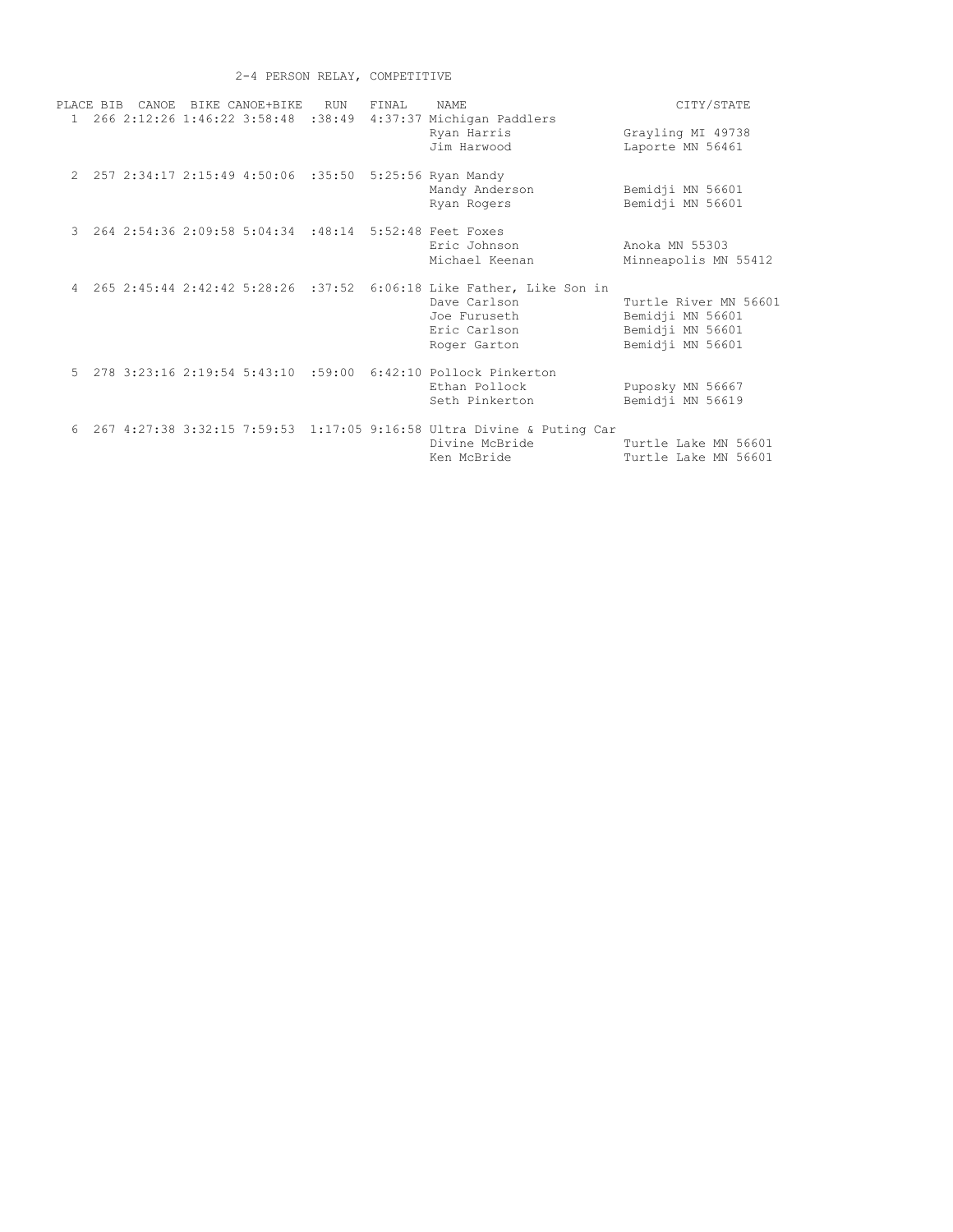## 2-4 PERSON RELAY, COMPETITIVE

| PLACE | BIB | CANOE | BIKE | CANOE+BIKE | RUN | FINAL | NAME | CITY/STATE |
| --- | --- | --- | --- | --- | --- | --- | --- | --- |
| 1 | 266 | 2:12:26 | 1:46:22 | 3:58:48 | :38:49 | 4:37:37 | Michigan Paddlers | |
| | | | | | | | Ryan Harris | Grayling MI 49738 |
| | | | | | | | Jim Harwood | Laporte MN 56461 |
| 2 | 257 | 2:34:17 | 2:15:49 | 4:50:06 | :35:50 | 5:25:56 | Ryan Mandy | |
| | | | | | | | Mandy Anderson | Bemidji MN 56601 |
| | | | | | | | Ryan Rogers | Bemidji MN 56601 |
| 3 | 264 | 2:54:36 | 2:09:58 | 5:04:34 | :48:14 | 5:52:48 | Feet Foxes | |
| | | | | | | | Eric Johnson | Anoka MN 55303 |
| | | | | | | | Michael Keenan | Minneapolis MN 55412 |
| 4 | 265 | 2:45:44 | 2:42:42 | 5:28:26 | :37:52 | 6:06:18 | Like Father, Like Son in | |
| | | | | | | | Dave Carlson | Turtle River MN 56601 |
| | | | | | | | Joe Furuseth | Bemidji MN 56601 |
| | | | | | | | Eric Carlson | Bemidji MN 56601 |
| | | | | | | | Roger Garton | Bemidji MN 56601 |
| 5 | 278 | 3:23:16 | 2:19:54 | 5:43:10 | :59:00 | 6:42:10 | Pollock Pinkerton | |
| | | | | | | | Ethan Pollock | Puposky MN 56667 |
| | | | | | | | Seth Pinkerton | Bemidji MN 56619 |
| 6 | 267 | 4:27:38 | 3:32:15 | 7:59:53 | 1:17:05 | 9:16:58 | Ultra Divine & Puting Car | |
| | | | | | | | Divine McBride | Turtle Lake MN 56601 |
| | | | | | | | Ken McBride | Turtle Lake MN 56601 |